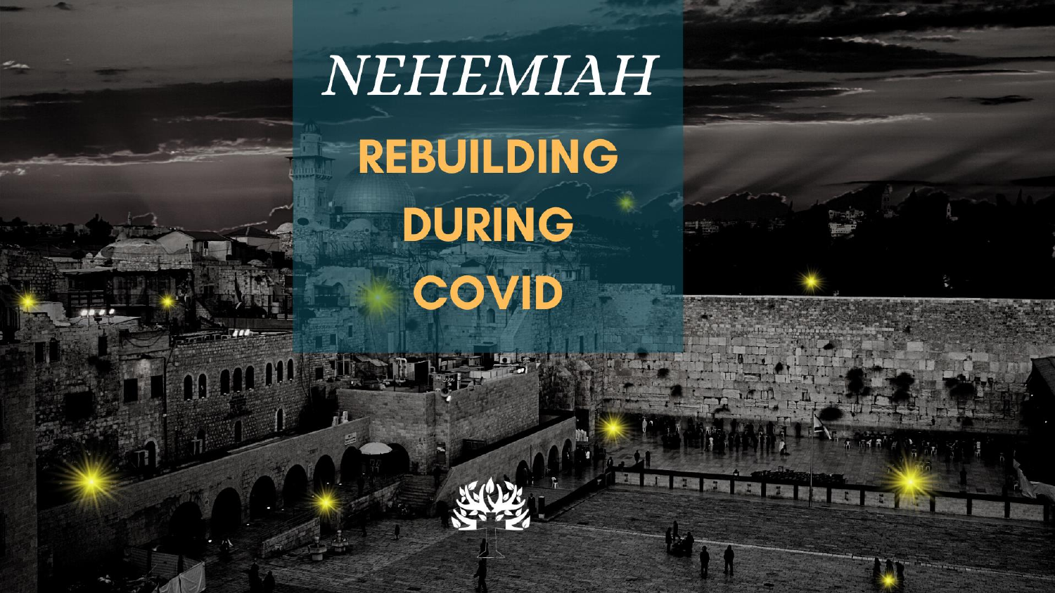# *NEHEMIAH*

## REBUILDING DURING COVID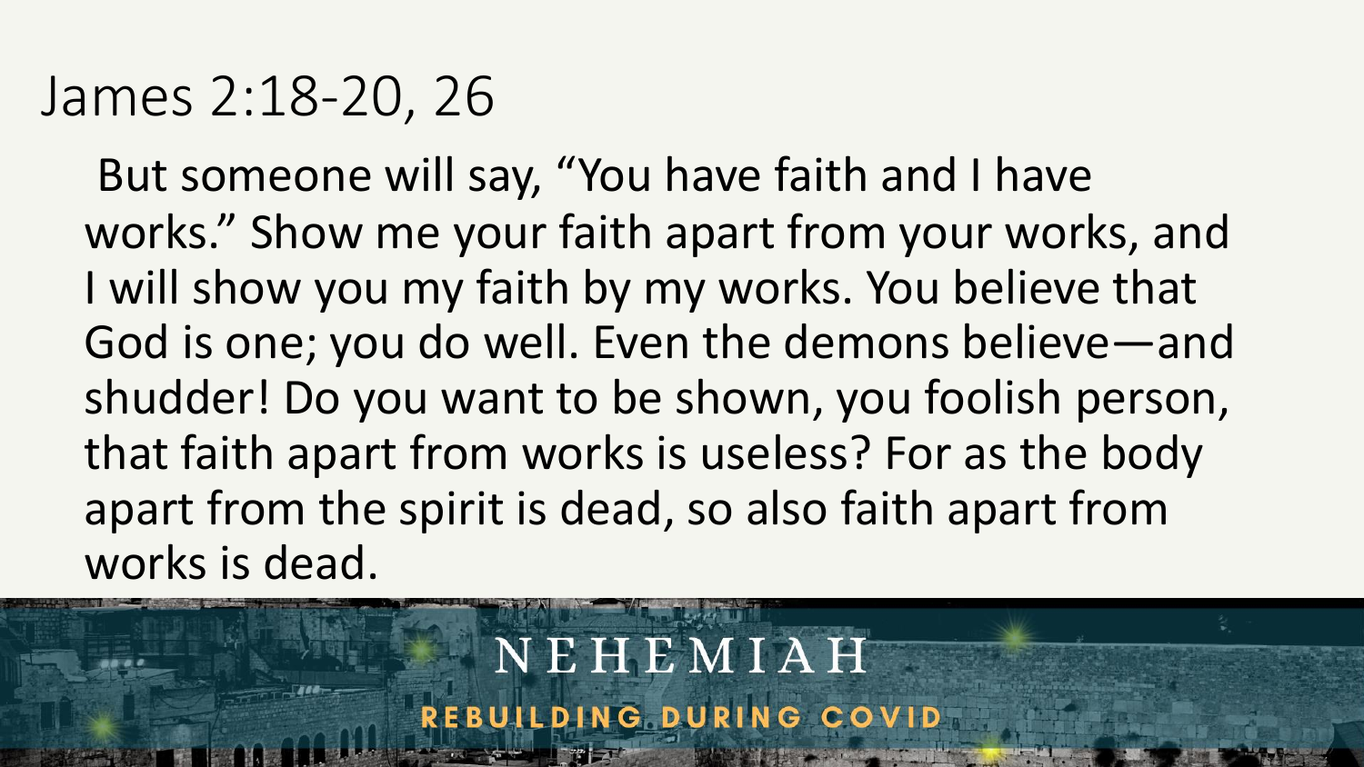# James 2:18-20, 26

But someone will say, "You have faith and I have works." Show me your faith apart from your works, and I will show you my faith by my works. You believe that God is one; you do well. Even the demons believe—and shudder! Do you want to be shown, you foolish person, that faith apart from works is useless? For as the body apart from the spirit is dead, so also faith apart from works is dead.

NEHEMIAH

REBUILDING DURING COVID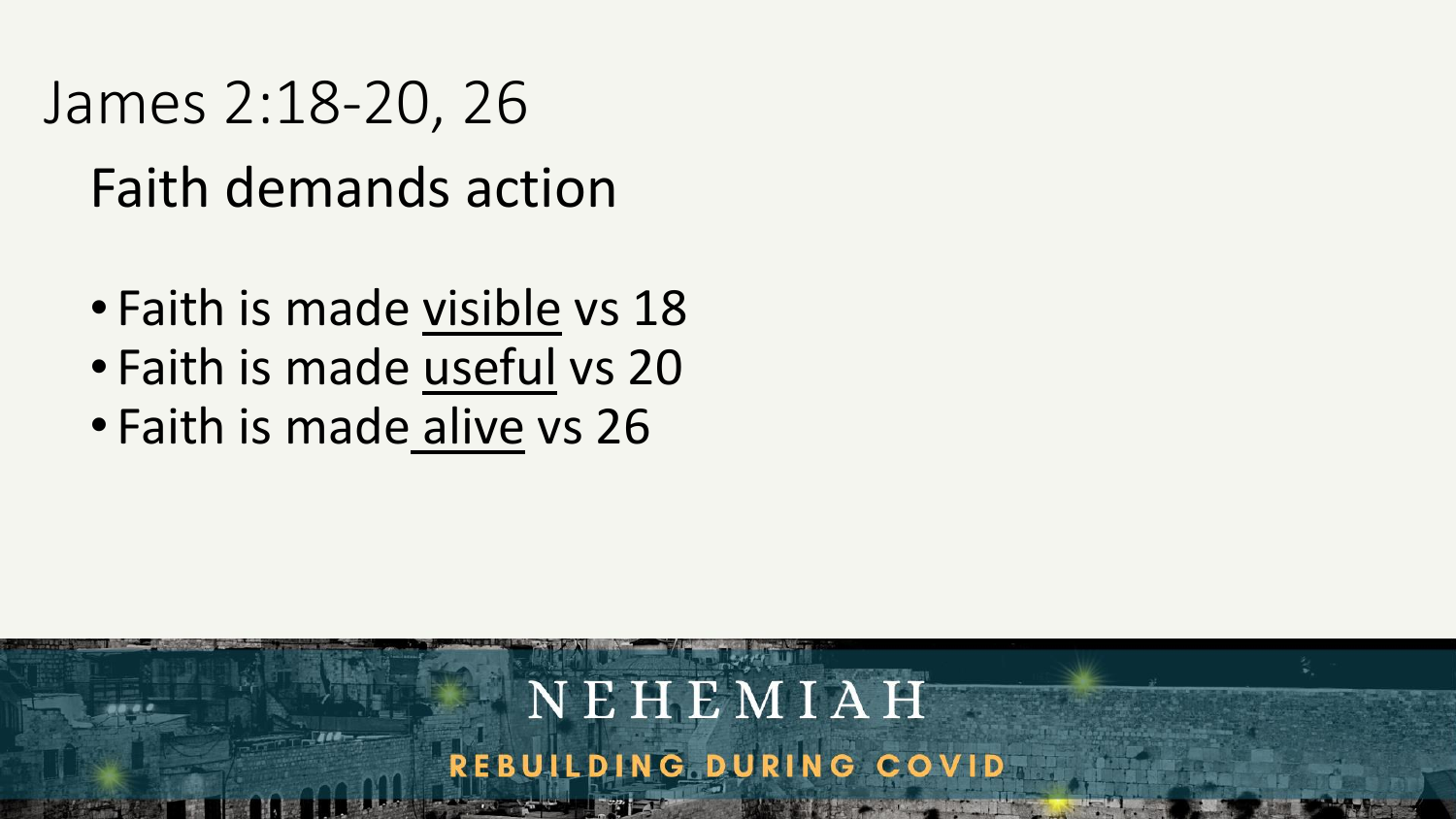# James 2:18-20, 26

## Faith demands action

- Faith is made visible vs 18
- Faith is made useful vs 20
- Faith is made alive vs 26

NEHEMIAH

REBUILDING DURING COVID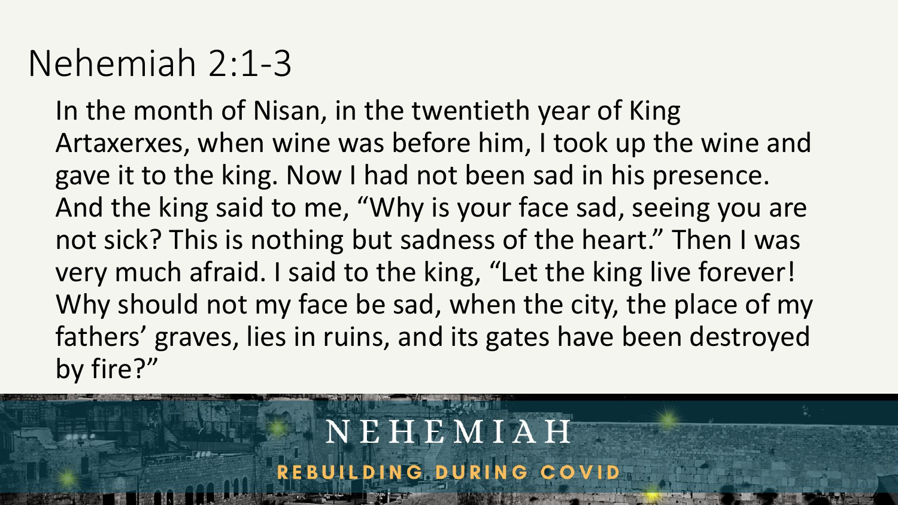# Nehemiah 2:1-3

In the month of Nisan, in the twentieth year of King Artaxerxes, when wine was before him, I took up the wine and gave it to the king. Now I had not been sad in his presence. And the king said to me, “Why is your face sad, seeing you are not sick? This is nothing but sadness of the heart.” Then I was very much afraid. I said to the king, “Let the king live forever! Why should not my face be sad, when the city, the place of my fathers’ graves, lies in ruins, and its gates have been destroyed by fire?”

NEHEMIAH

REBUILDING DURING COVID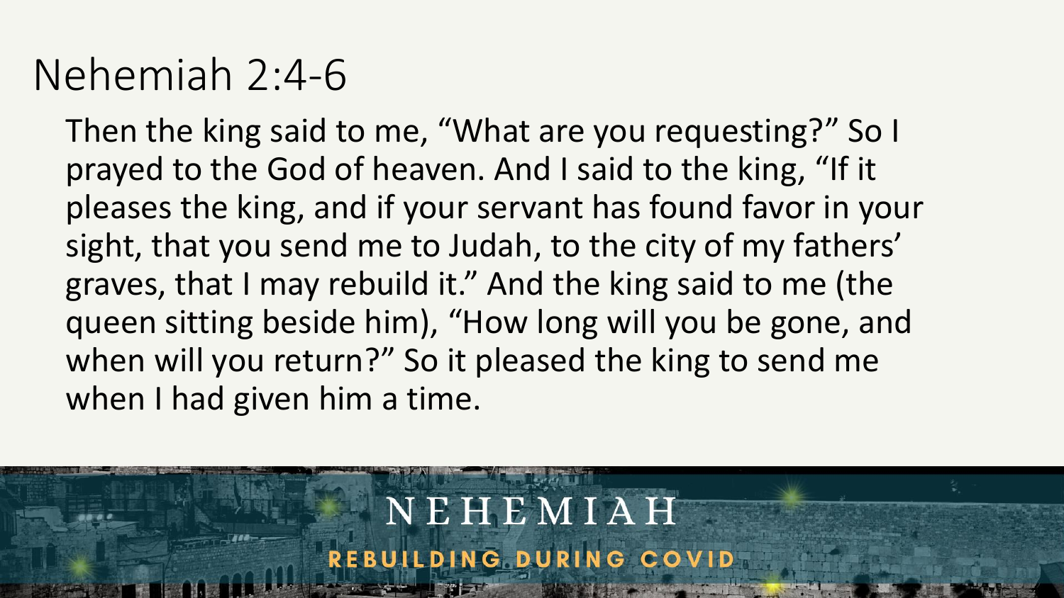# Nehemiah 2:4-6

Then the king said to me, “What are you requesting?” So I prayed to the God of heaven. And I said to the king, “If it pleases the king, and if your servant has found favor in your sight, that you send me to Judah, to the city of my fathers’ graves, that I may rebuild it.” And the king said to me (the queen sitting beside him), “How long will you be gone, and when will you return?” So it pleased the king to send me when I had given him a time.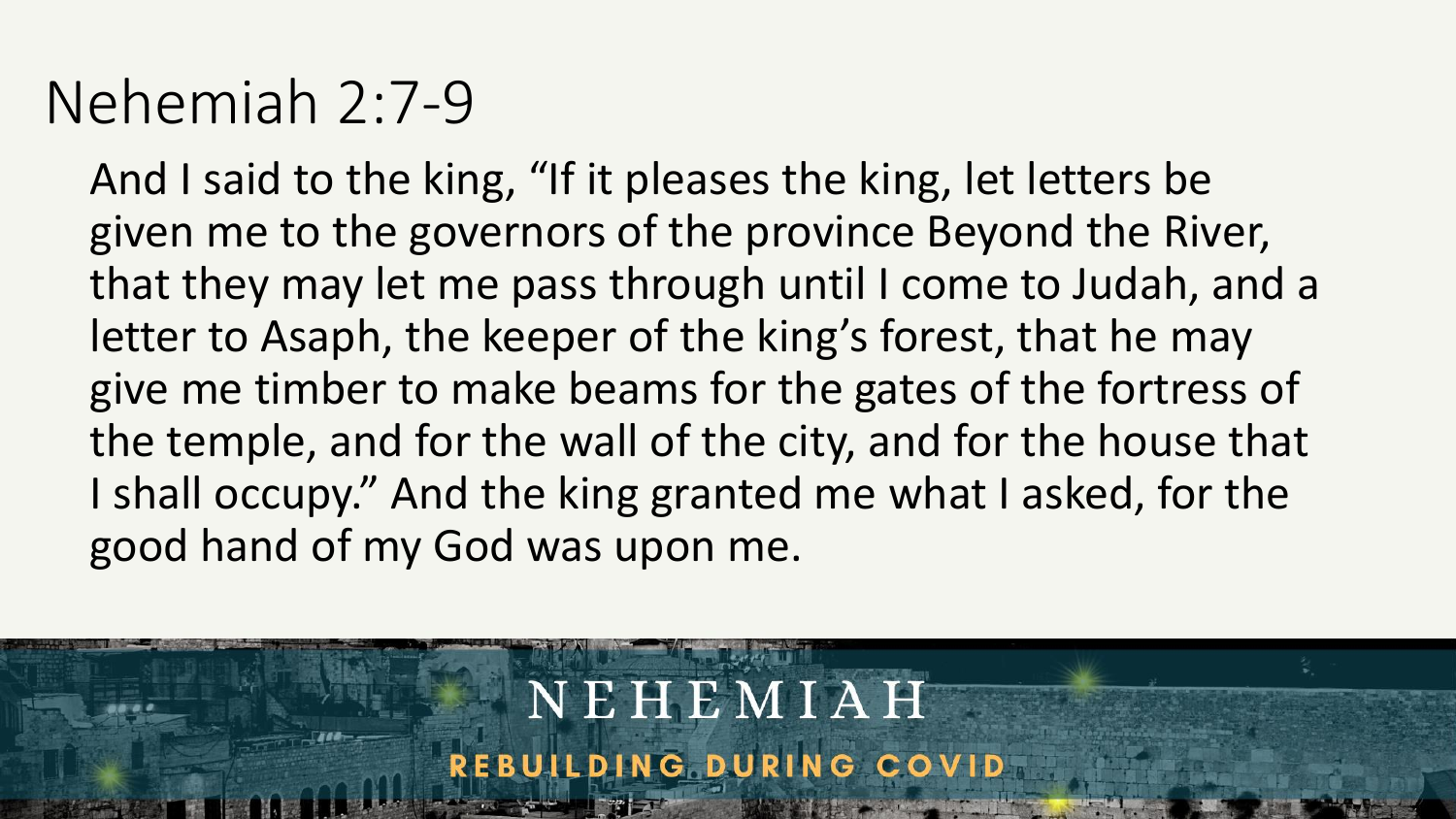# Nehemiah 2:7-9

And I said to the king, “If it pleases the king, let letters be given me to the governors of the province Beyond the River, that they may let me pass through until I come to Judah, and a letter to Asaph, the keeper of the king’s forest, that he may give me timber to make beams for the gates of the fortress of the temple, and for the wall of the city, and for the house that I shall occupy.” And the king granted me what I asked, for the good hand of my God was upon me.

NEHEMIAH

REBUILDING DURING COVID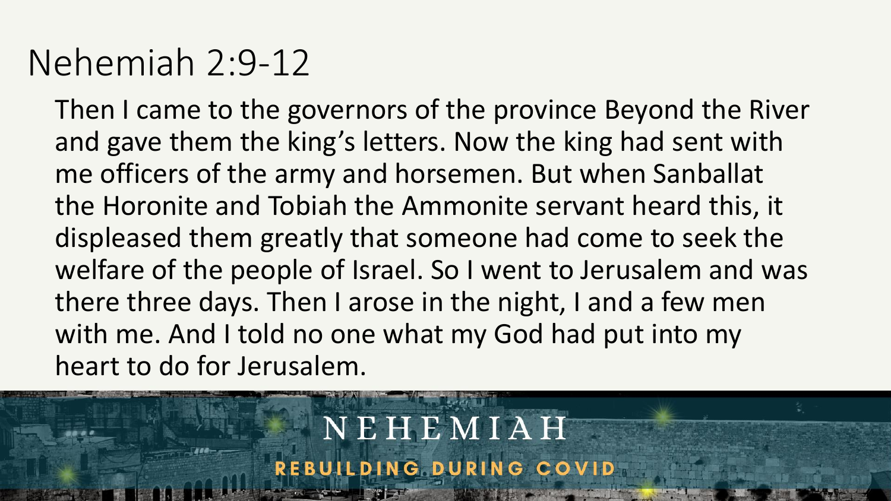# Nehemiah 2:9-12

Then I came to the governors of the province Beyond the River and gave them the king's letters. Now the king had sent with me officers of the army and horsemen. But when Sanballat the Horonite and Tobiah the Ammonite servant heard this, it displeased them greatly that someone had come to seek the welfare of the people of Israel. So I went to Jerusalem and was there three days. Then I arose in the night, I and a few men with me. And I told no one what my God had put into my heart to do for Jerusalem.

NEHEMIAH

REBUILDING DURING COVID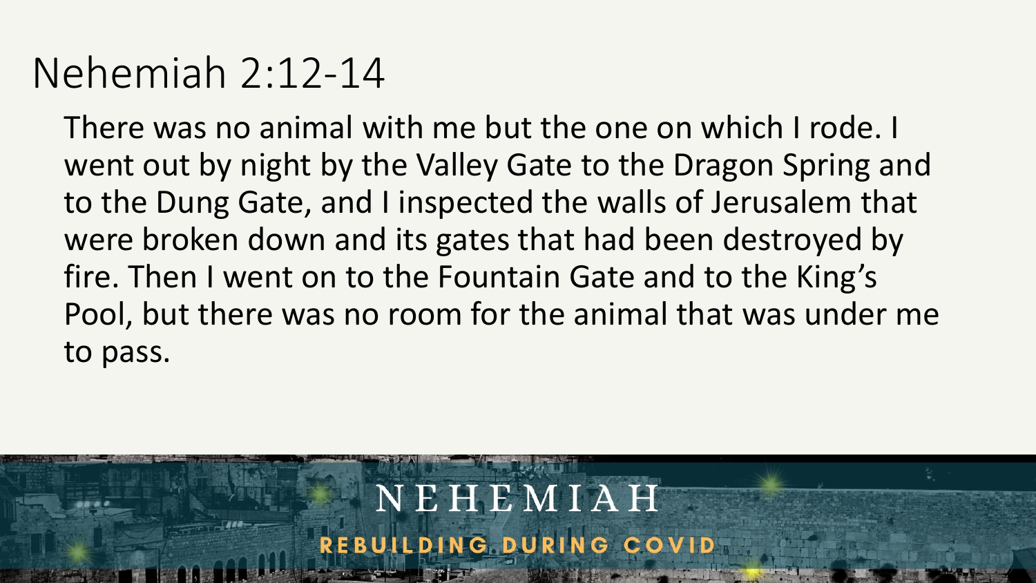# Nehemiah 2:12-14

There was no animal with me but the one on which I rode. I went out by night by the Valley Gate to the Dragon Spring and to the Dung Gate, and I inspected the walls of Jerusalem that were broken down and its gates that had been destroyed by fire. Then I went on to the Fountain Gate and to the King's Pool, but there was no room for the animal that was under me to pass.

NEHEMIAH

REBUILDING DURING COVID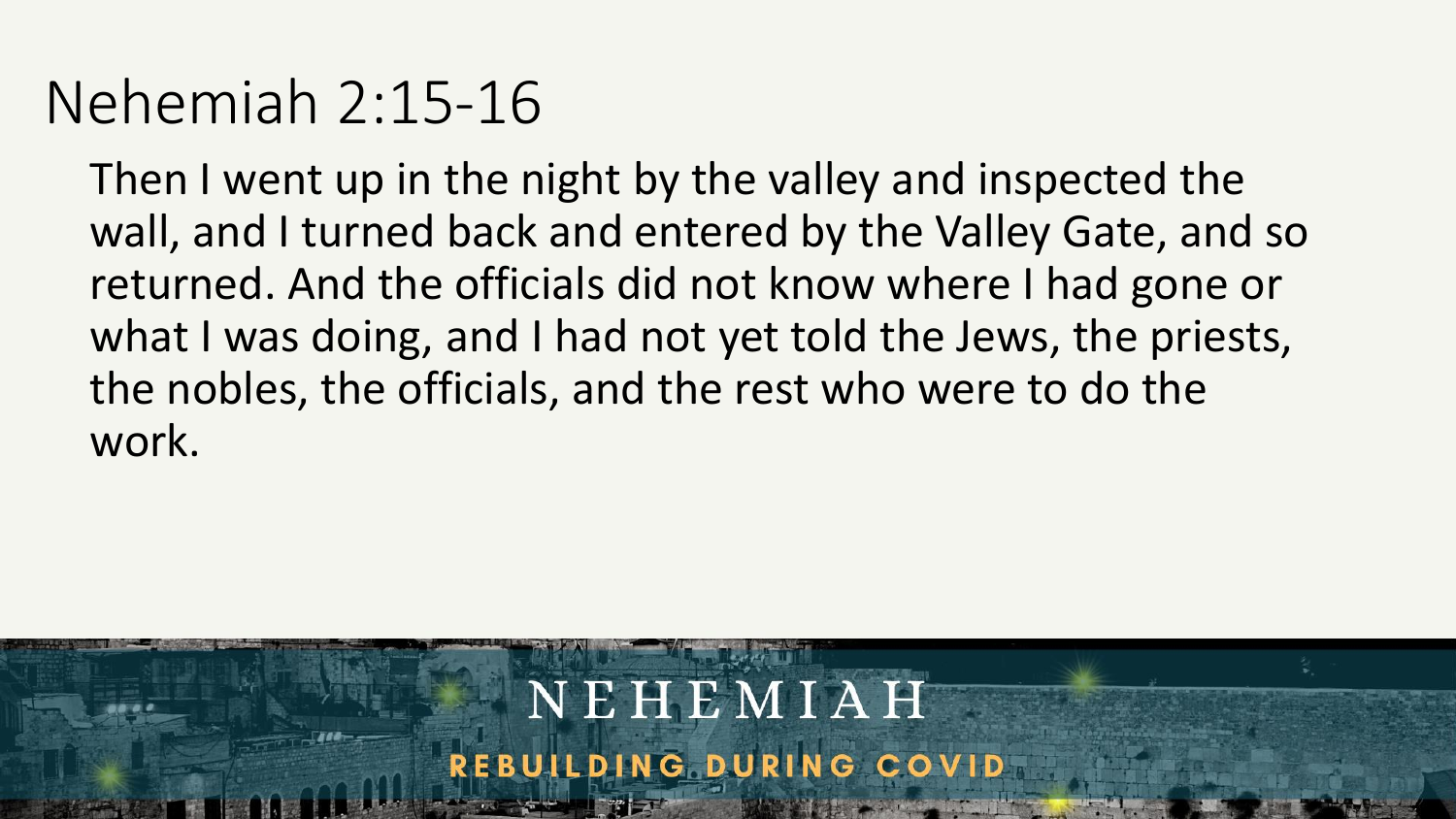# Nehemiah 2:15-16

Then I went up in the night by the valley and inspected the wall, and I turned back and entered by the Valley Gate, and so returned. And the officials did not know where I had gone or what I was doing, and I had not yet told the Jews, the priests, the nobles, the officials, and the rest who were to do the work.

NEHEMIAH

REBUILDING DURING COVID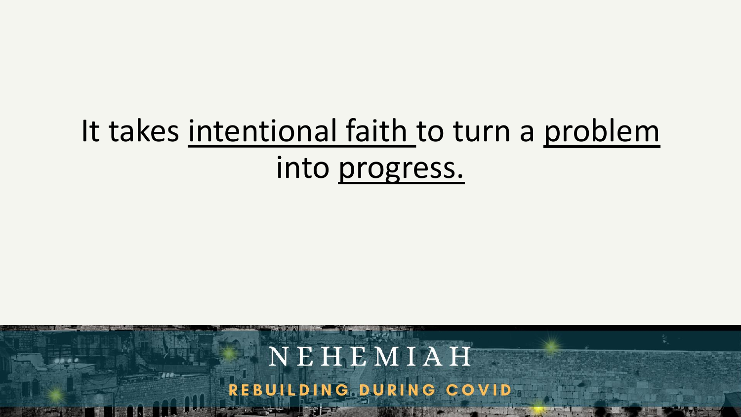It takes intentional faith to turn a problem into progress.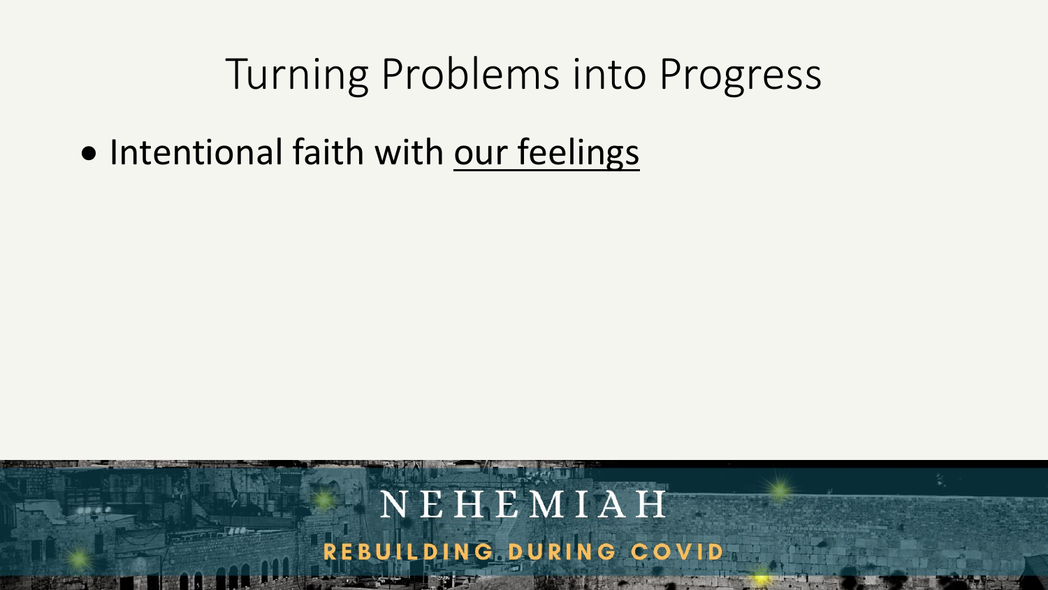# Turning Problems into Progress

- Intentional faith with <u>our feelings</u>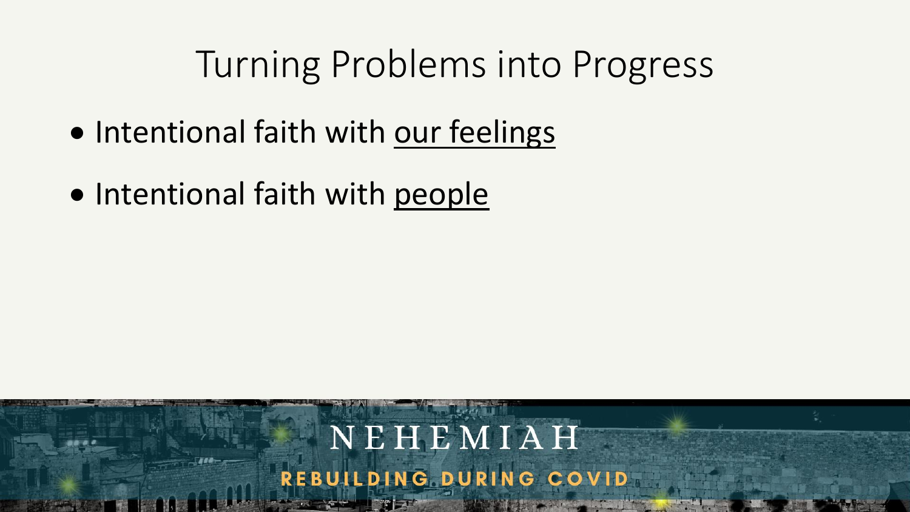# Turning Problems into Progress

- Intentional faith with <u>our feelings</u>
- Intentional faith with <u>people</u>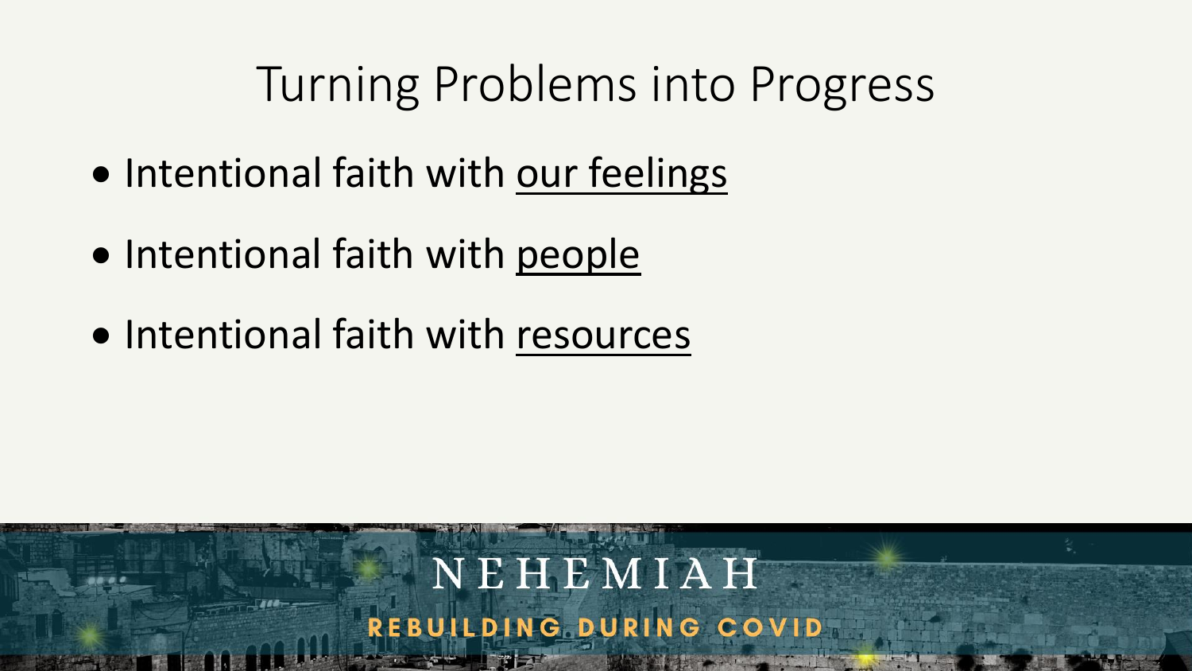# Turning Problems into Progress

- Intentional faith with our feelings
- Intentional faith with people
- Intentional faith with resources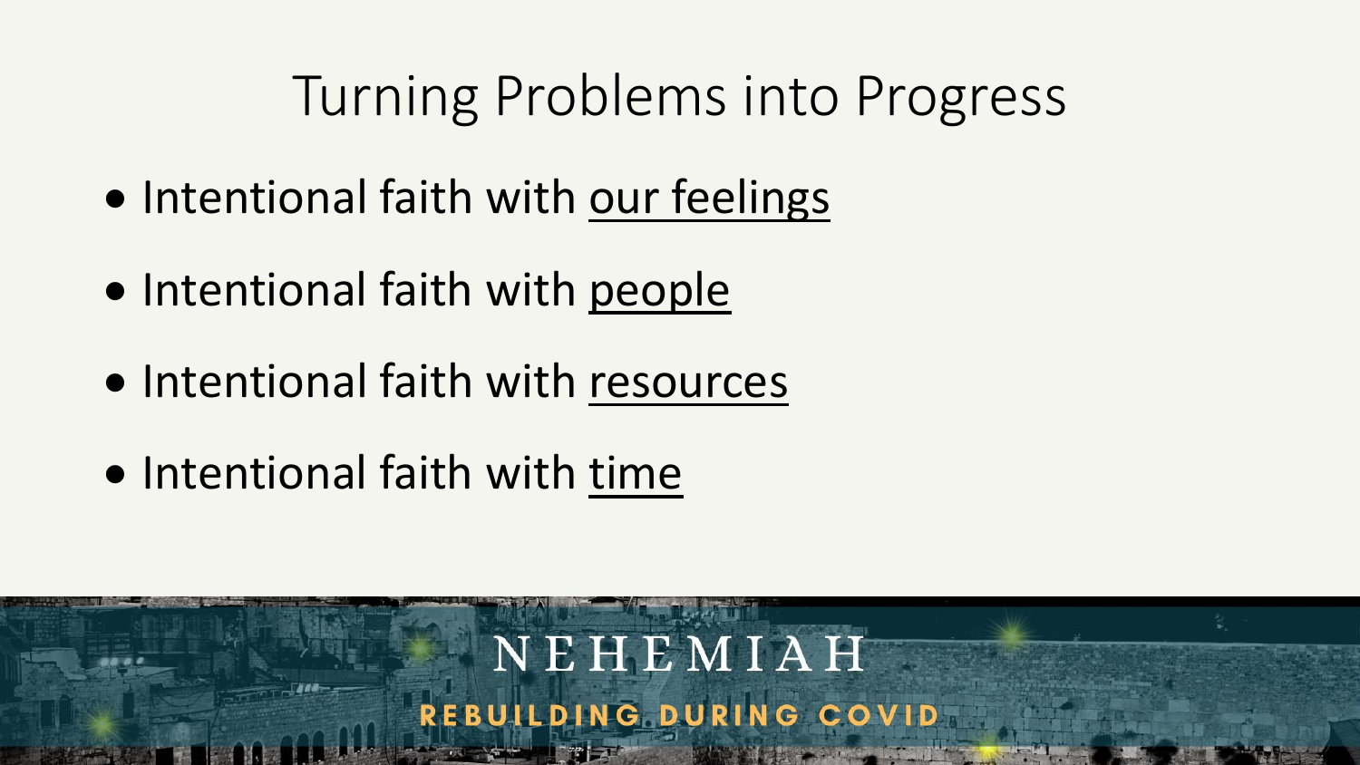# Turning Problems into Progress

- Intentional faith with <u>our feelings</u>
- Intentional faith with <u>people</u>
- Intentional faith with <u>resources</u>
- Intentional faith with <u>time</u>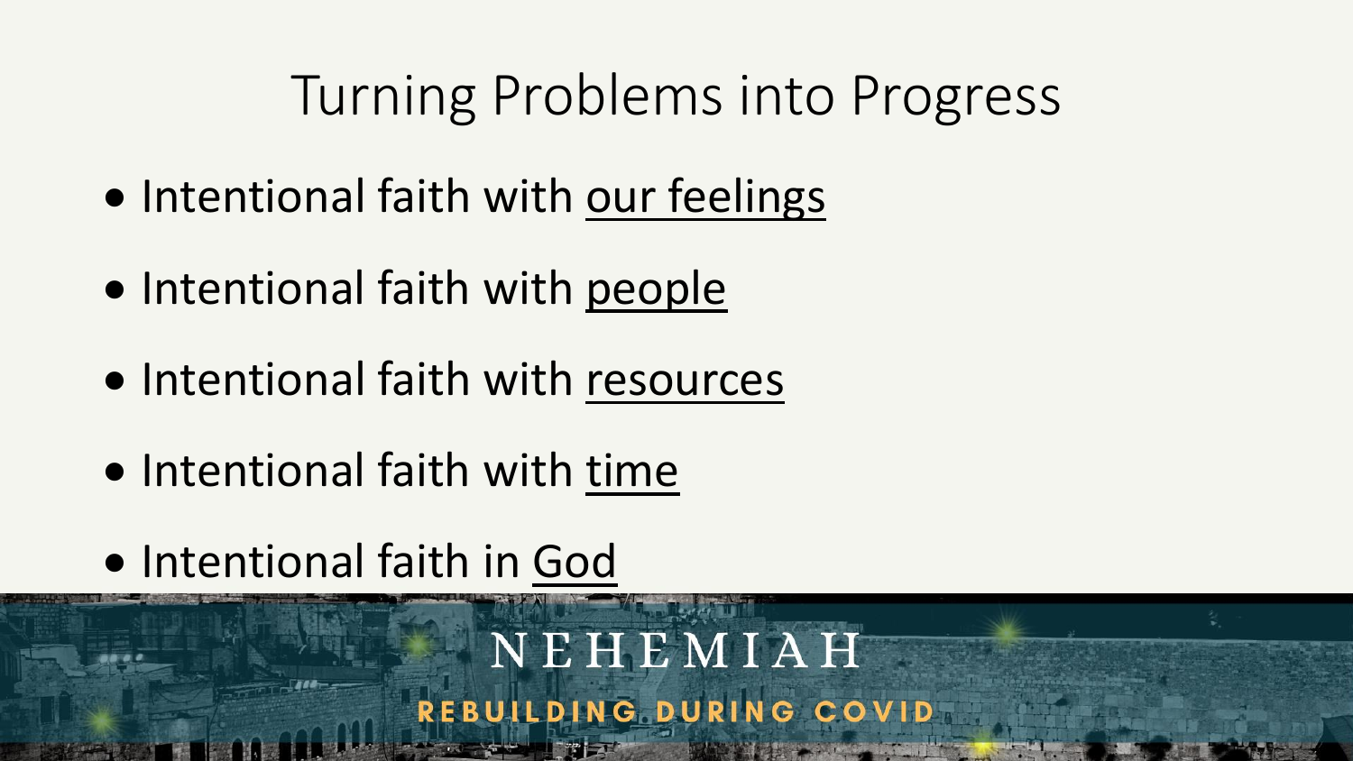# Turning Problems into Progress

- Intentional faith with <u>our feelings</u>
- Intentional faith with <u>people</u>
- Intentional faith with <u>resources</u>
- Intentional faith with <u>time</u>
- Intentional faith in <u>God</u>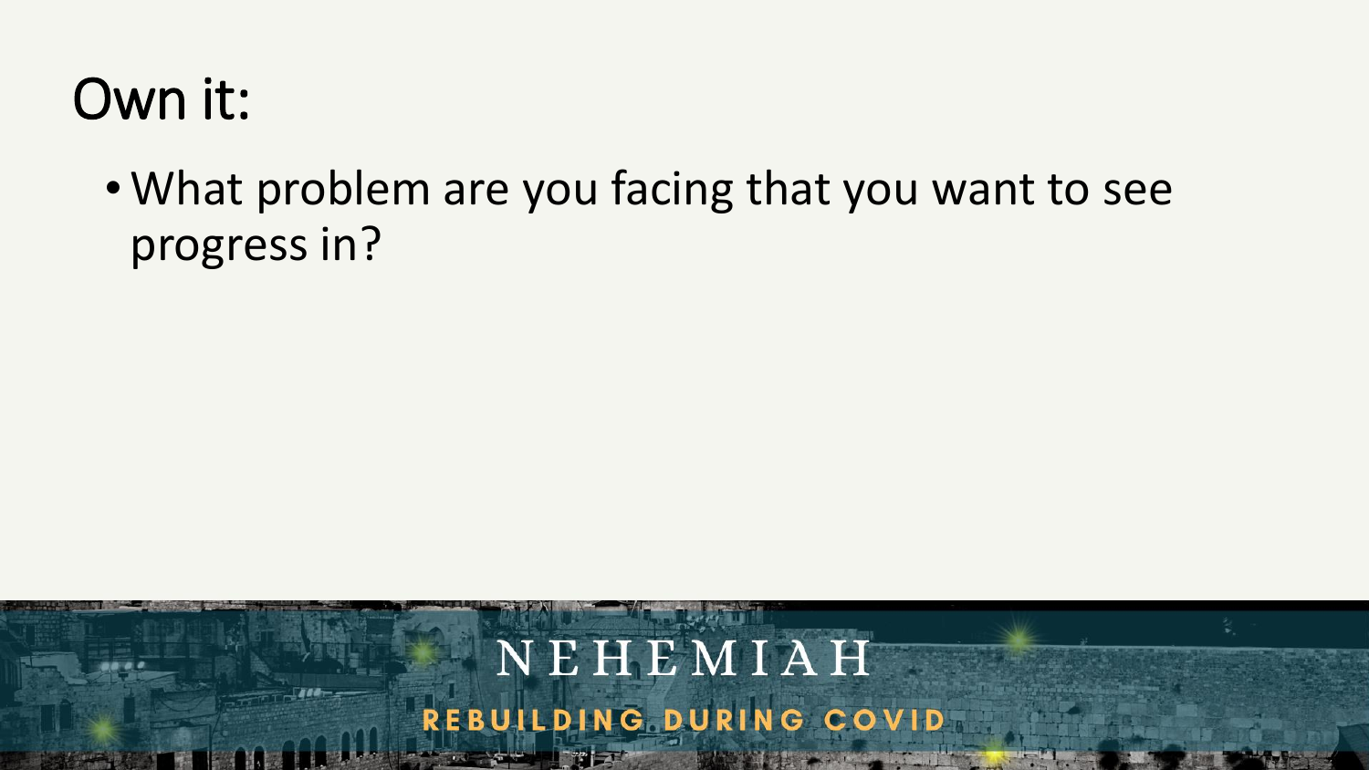# Own it:

- What problem are you facing that you want to see progress in?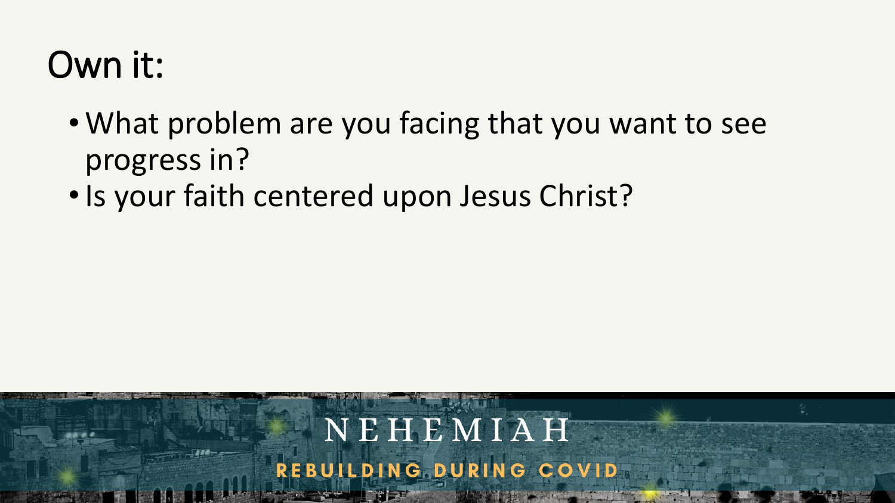# Own it:

- What problem are you facing that you want to see progress in?
- Is your faith centered upon Jesus Christ?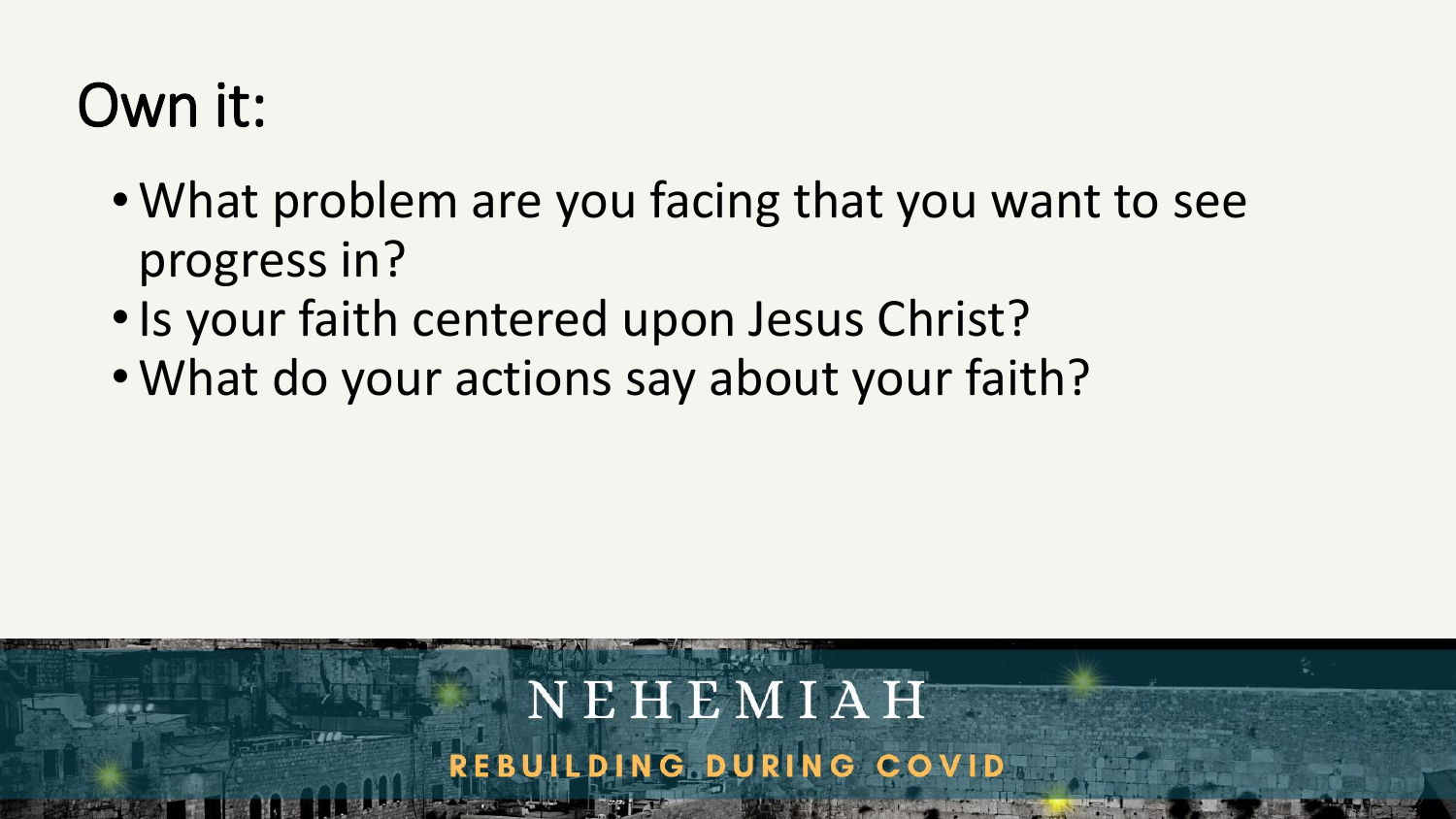# Own it:

- What problem are you facing that you want to see progress in?
- Is your faith centered upon Jesus Christ?
- What do your actions say about your faith?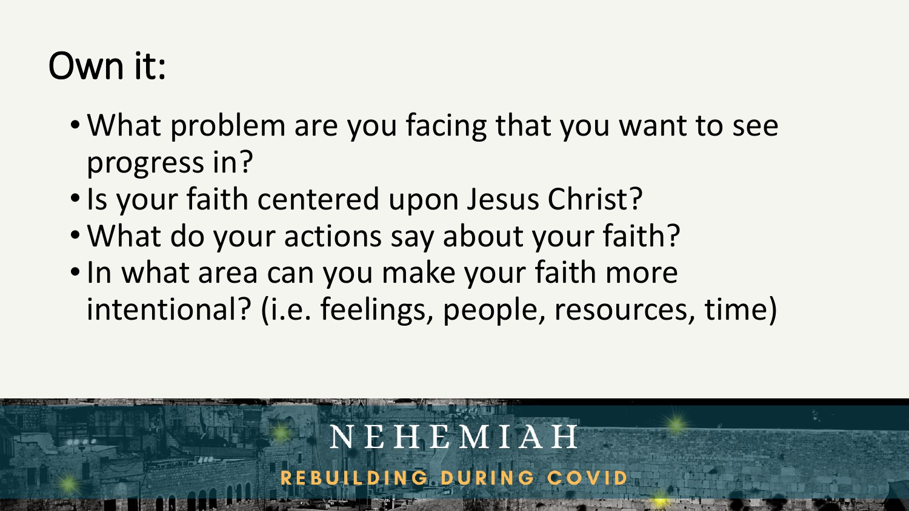# Own it:

- What problem are you facing that you want to see progress in?
- Is your faith centered upon Jesus Christ?
- What do your actions say about your faith?
- In what area can you make your faith more intentional? (i.e. feelings, people, resources, time)

NEHEMIAH

REBUILDING DURING COVID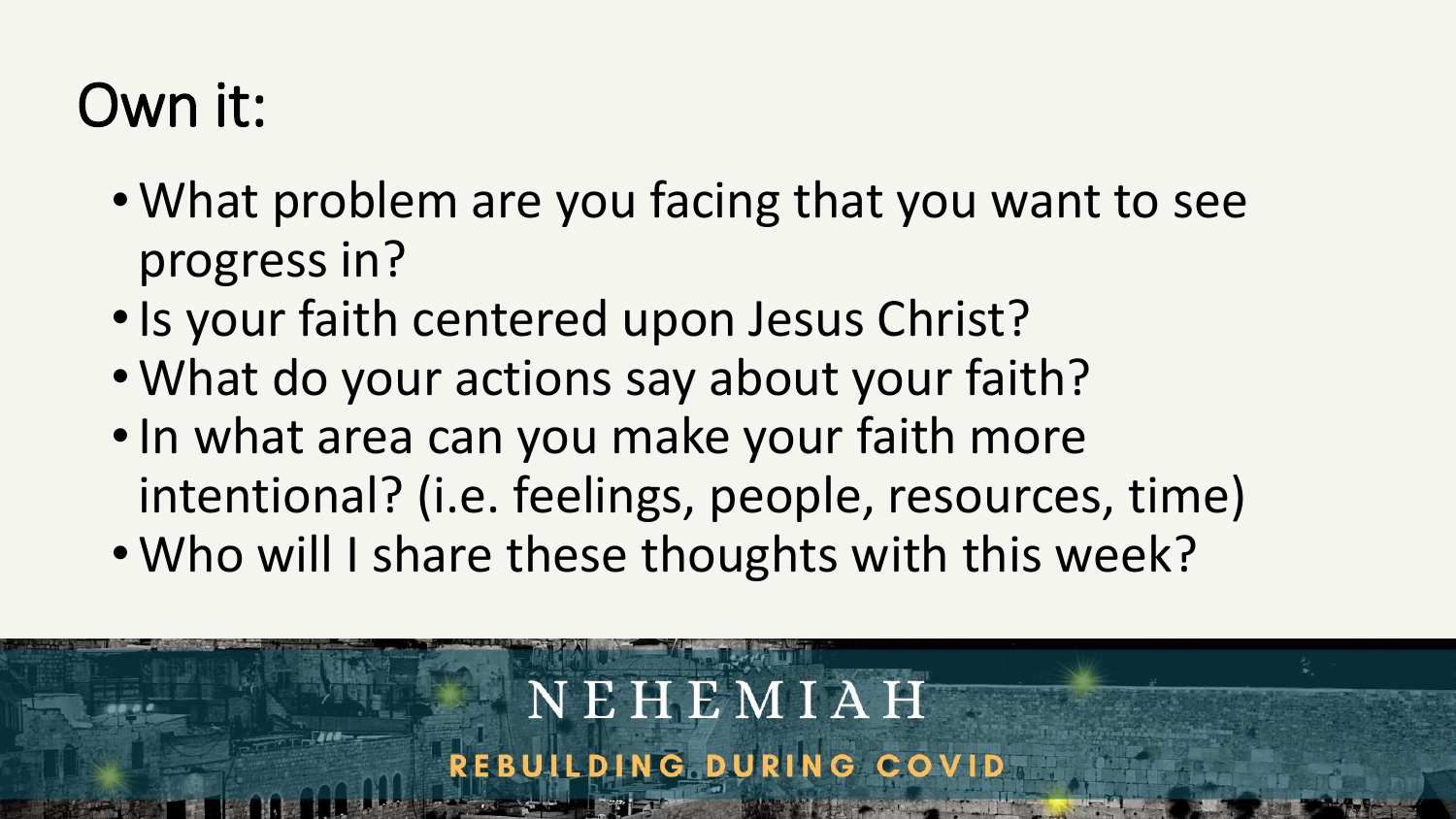# Own it:

- What problem are you facing that you want to see progress in?
- Is your faith centered upon Jesus Christ?
- What do your actions say about your faith?
- In what area can you make your faith more intentional? (i.e. feelings, people, resources, time)
- Who will I share these thoughts with this week?